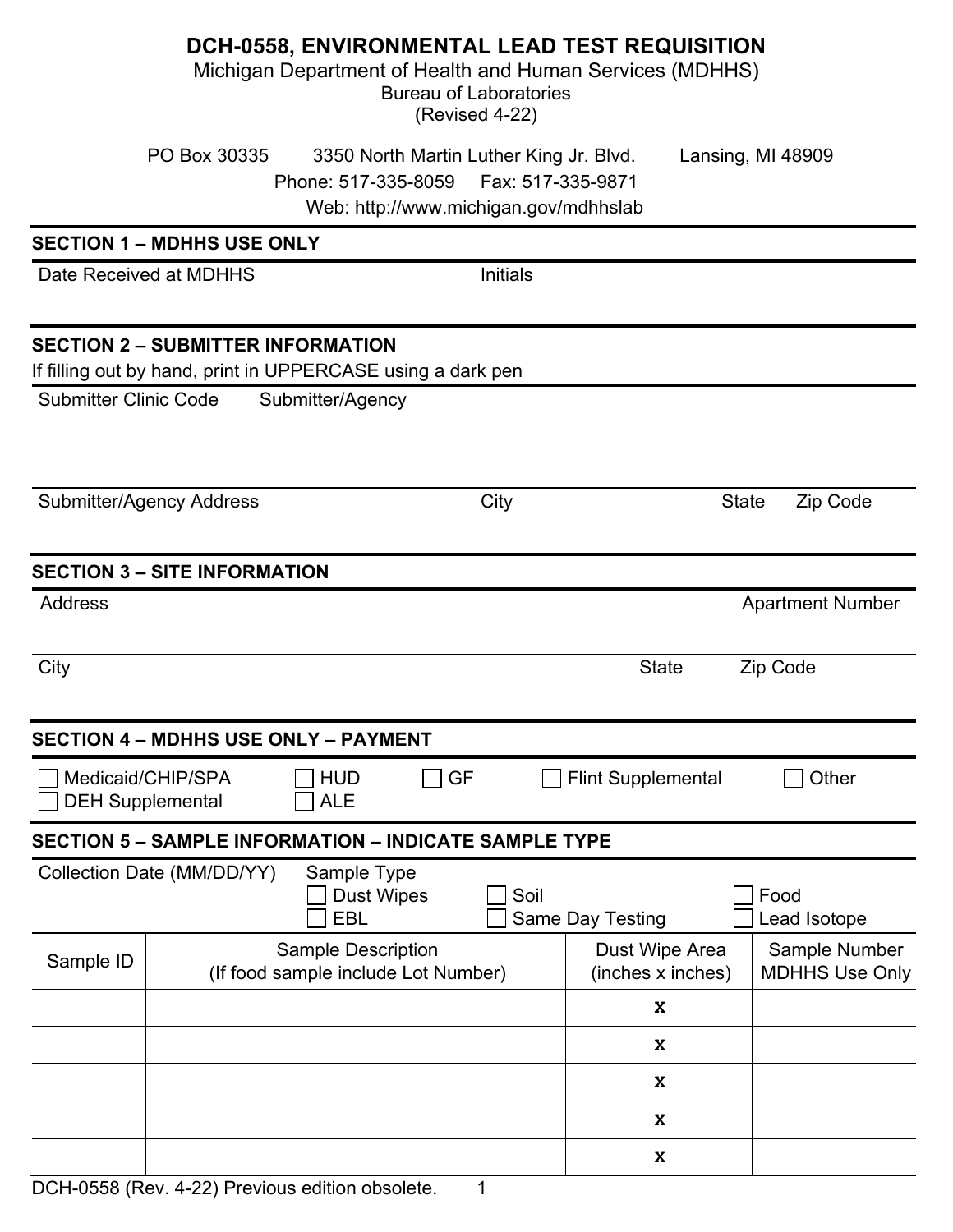# DCH-0558, ENVIRONMENTAL LEAD TEST REQUISITION

Michigan Department of Health and Human Services (MDHHS)
Bureau of Laboratories
(Revised 4-22)

PO Box 30335 3350 North Martin Luther King Jr. Blvd. Lansing, MI 48909
Phone: 517-335-8059 Fax: 517-335-9871
Web: http://www.michigan.gov/mdhhslab

## SECTION 1 – MDHHS USE ONLY

Date Received at MDHHS

Initials

## SECTION 2 – SUBMITTER INFORMATION

If filling out by hand, print in UPPERCASE using a dark pen

Submitter Clinic Code

Submitter/Agency

Submitter/Agency Address

City

State

Zip Code

## SECTION 3 – SITE INFORMATION

Address

Apartment Number

City

State

Zip Code

## SECTION 4 – MDHHS USE ONLY – PAYMENT

- ☐ Medicaid/CHIP/SPA
- ☐ DEH Supplemental
- ☐ HUD
- ☐ ALE
- ☐ GF
- ☐ Flint Supplemental
- ☐ Other

## SECTION 5 – SAMPLE INFORMATION – INDICATE SAMPLE TYPE

Collection Date (MM/DD/YY)

Sample Type

- ☐ Dust Wipes
- ☐ EBL
- ☐ Soil
- ☐ Same Day Testing
- ☐ Food
- ☐ Lead Isotope

| Sample ID | Sample Description (If food sample include Lot Number) | Dust Wipe Area (inches x inches) | Sample Number MDHHS Use Only |
|---|---|---|---|
| | | x | |
| | | x | |
| | | x | |
| | | x | |
| | | x | |

DCH-0558 (Rev. 4-22) Previous edition obsolete.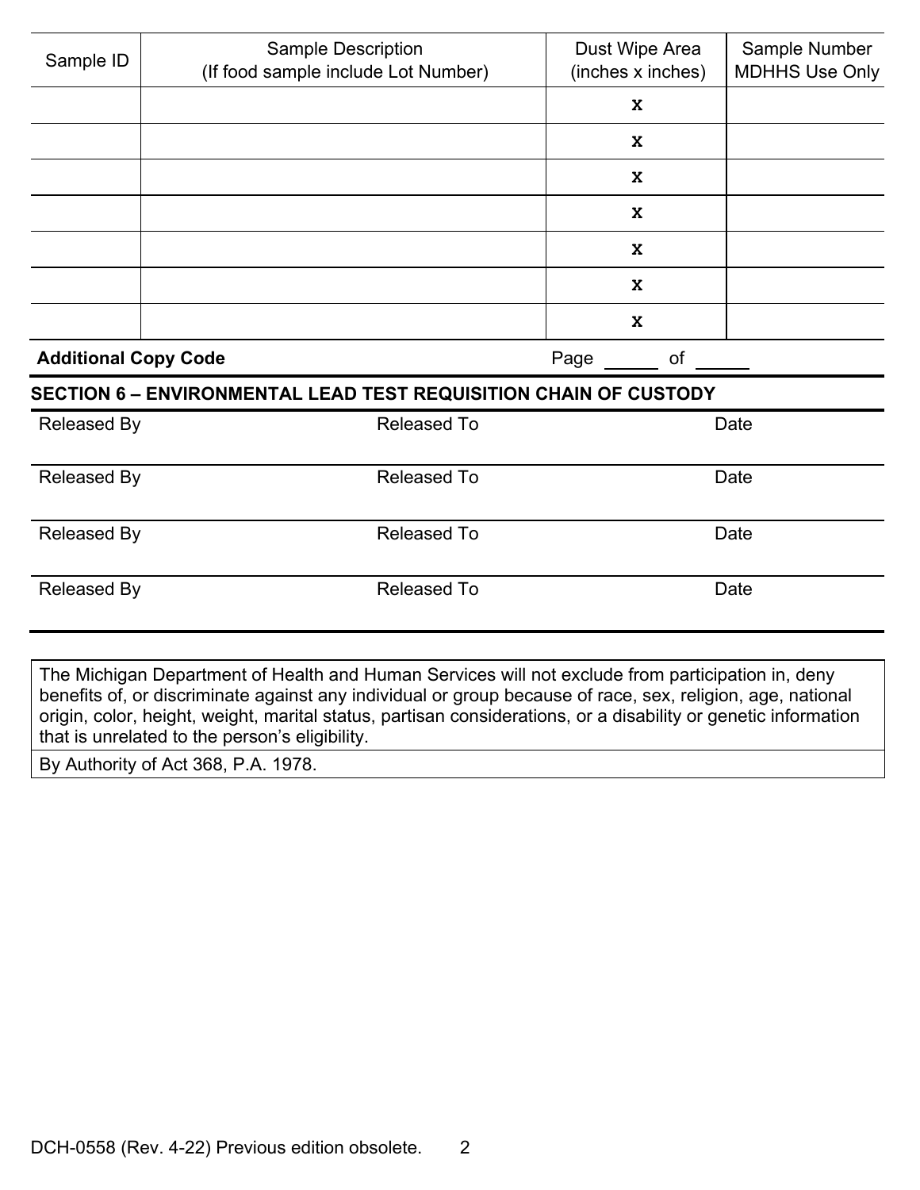| Sample ID | Sample Description (If food sample include Lot Number) | Dust Wipe Area (inches x inches) | Sample Number MDHHS Use Only |
|---|---|---|---|
| | | x | |
| | | x | |
| | | x | |
| | | x | |
| | | x | |
| | | x | |
| | | x | |

**Additional Copy Code** Page _____ of _____

## SECTION 6 – ENVIRONMENTAL LEAD TEST REQUISITION CHAIN OF CUSTODY

| Released By | Released To | Date |
|---|---|---|
| | | |

| Released By | Released To | Date |
|---|---|---|
| | | |

| Released By | Released To | Date |
|---|---|---|
| | | |

| Released By | Released To | Date |
|---|---|---|
| | | |

The Michigan Department of Health and Human Services will not exclude from participation in, deny benefits of, or discriminate against any individual or group because of race, sex, religion, age, national origin, color, height, weight, marital status, partisan considerations, or a disability or genetic information that is unrelated to the person's eligibility.

By Authority of Act 368, P.A. 1978.

DCH-0558 (Rev. 4-22) Previous edition obsolete.